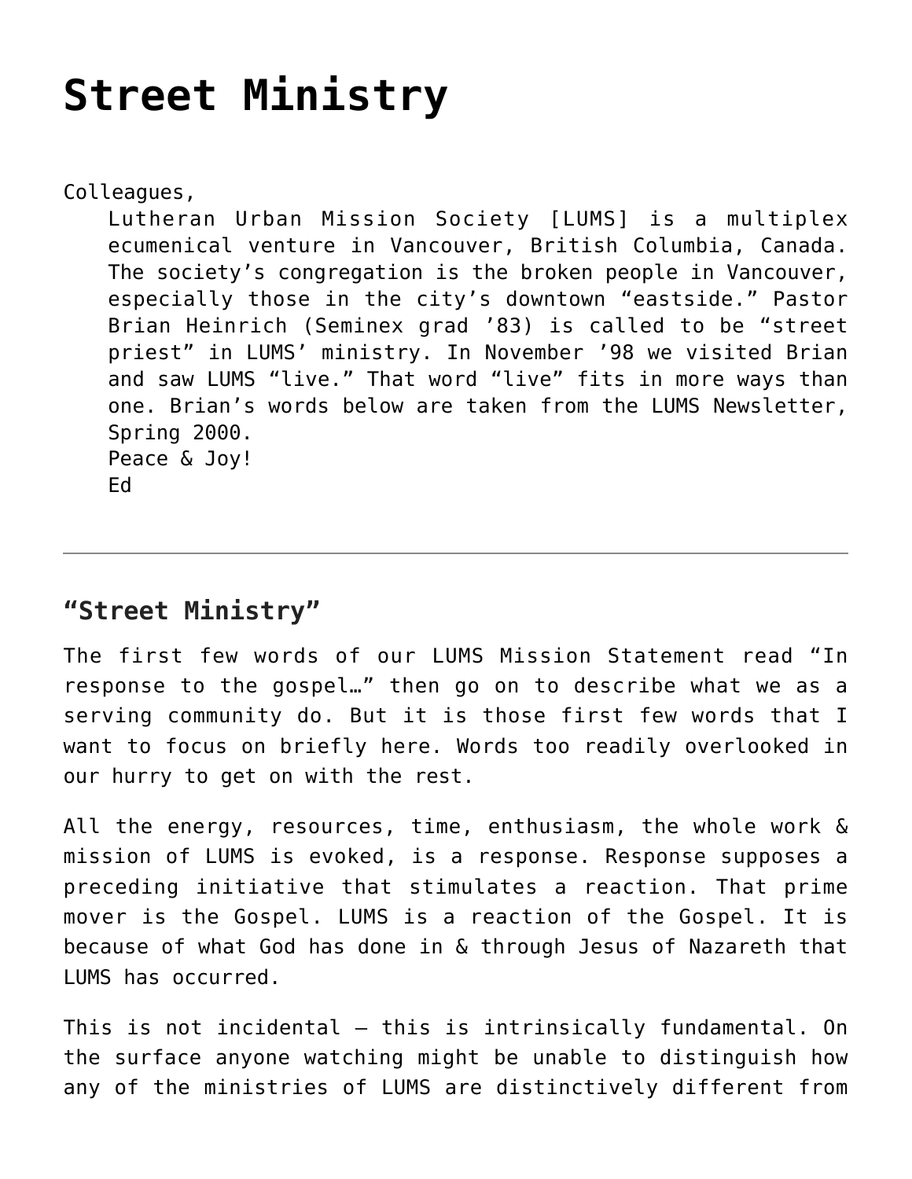# Street Ministry

Colleagues,

Lutheran Urban Mission Society [LUMS] is a multiplex ecumenical venture in Vancouver, British Columbia, Canada. The society's congregation is the broken people in Vancouver, especially those in the city's downtown "eastside." Pastor Brian Heinrich (Seminex grad '83) is called to be "street priest" in LUMS' ministry. In November '98 we visited Brian and saw LUMS "live." That word "live" fits in more ways than one. Brian's words below are taken from the LUMS Newsletter, Spring 2000.

Peace & Joy!

Ed

---

## "Street Ministry"

The first few words of our LUMS Mission Statement read "In response to the gospel…" then go on to describe what we as a serving community do. But it is those first few words that I want to focus on briefly here. Words too readily overlooked in our hurry to get on with the rest.

All the energy, resources, time, enthusiasm, the whole work & mission of LUMS is evoked, is a response. Response supposes a preceding initiative that stimulates a reaction. That prime mover is the Gospel. LUMS is a reaction of the Gospel. It is because of what God has done in & through Jesus of Nazareth that LUMS has occurred.

This is not incidental – this is intrinsically fundamental. On the surface anyone watching might be unable to distinguish how any of the ministries of LUMS are distinctively different from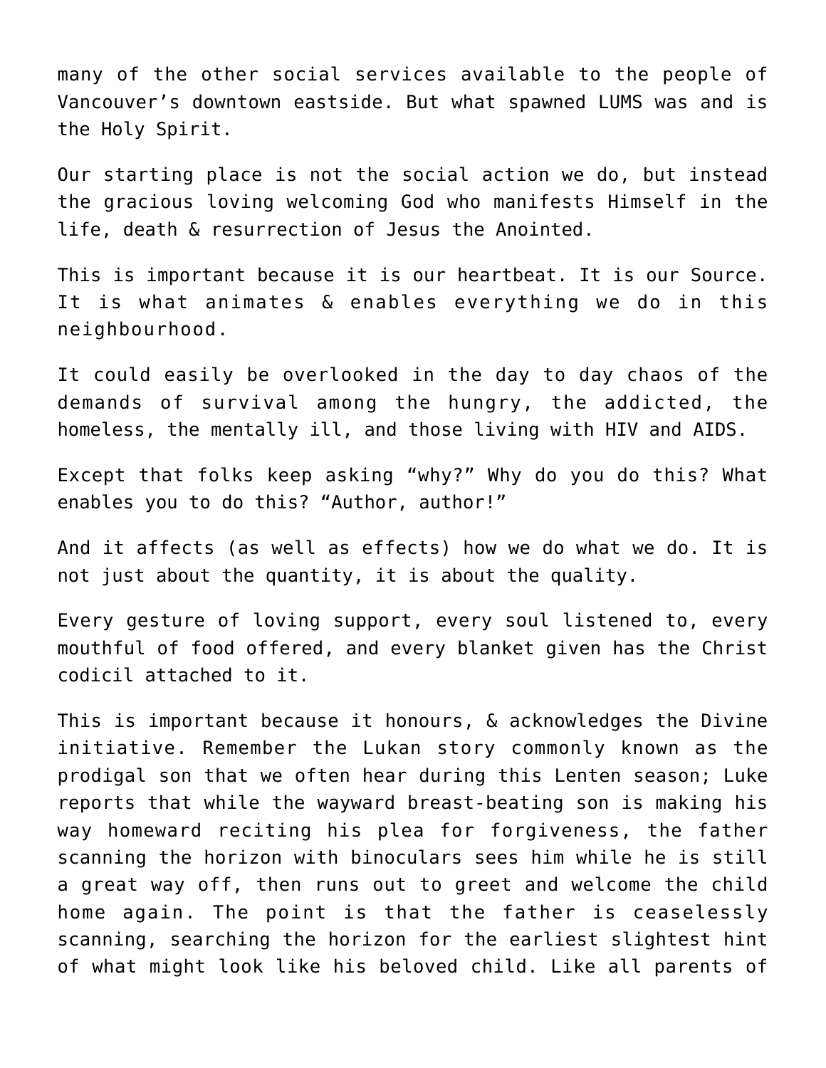many of the other social services available to the people of Vancouver's downtown eastside. But what spawned LUMS was and is the Holy Spirit.

Our starting place is not the social action we do, but instead the gracious loving welcoming God who manifests Himself in the life, death & resurrection of Jesus the Anointed.

This is important because it is our heartbeat. It is our Source. It is what animates & enables everything we do in this neighbourhood.

It could easily be overlooked in the day to day chaos of the demands of survival among the hungry, the addicted, the homeless, the mentally ill, and those living with HIV and AIDS.

Except that folks keep asking "why?" Why do you do this? What enables you to do this? "Author, author!"

And it affects (as well as effects) how we do what we do. It is not just about the quantity, it is about the quality.

Every gesture of loving support, every soul listened to, every mouthful of food offered, and every blanket given has the Christ codicil attached to it.

This is important because it honours, & acknowledges the Divine initiative. Remember the Lukan story commonly known as the prodigal son that we often hear during this Lenten season; Luke reports that while the wayward breast-beating son is making his way homeward reciting his plea for forgiveness, the father scanning the horizon with binoculars sees him while he is still a great way off, then runs out to greet and welcome the child home again. The point is that the father is ceaselessly scanning, searching the horizon for the earliest slightest hint of what might look like his beloved child. Like all parents of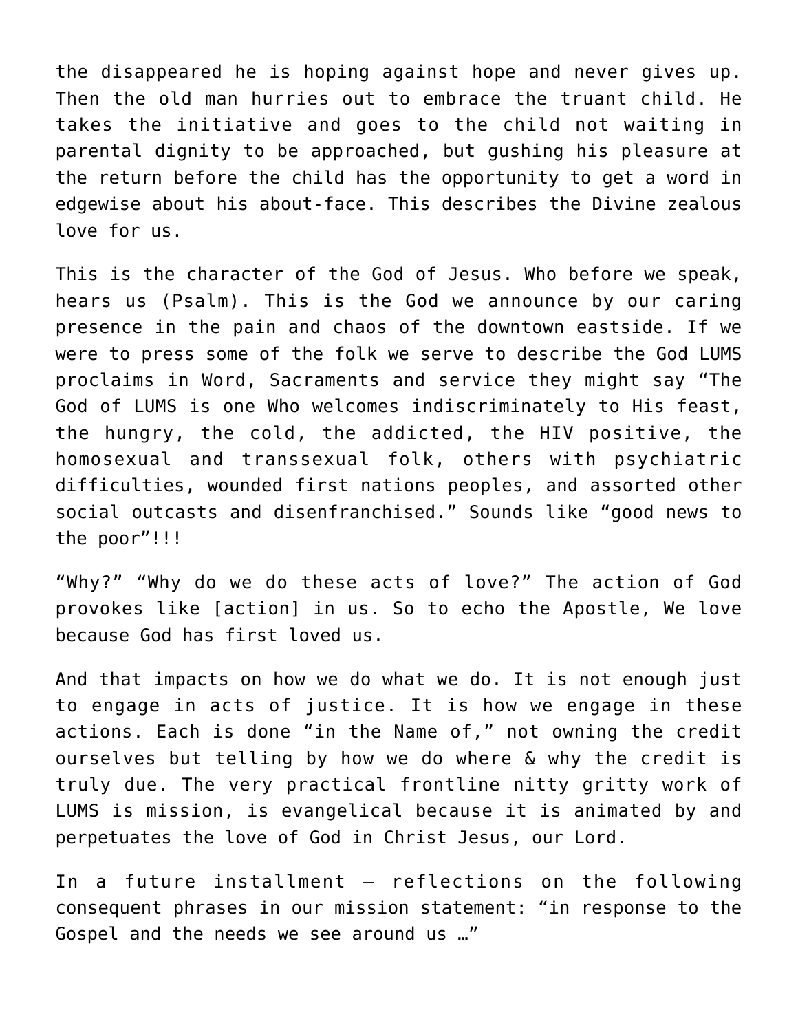the disappeared he is hoping against hope and never gives up. Then the old man hurries out to embrace the truant child. He takes the initiative and goes to the child not waiting in parental dignity to be approached, but gushing his pleasure at the return before the child has the opportunity to get a word in edgewise about his about-face. This describes the Divine zealous love for us.

This is the character of the God of Jesus. Who before we speak, hears us (Psalm). This is the God we announce by our caring presence in the pain and chaos of the downtown eastside. If we were to press some of the folk we serve to describe the God LUMS proclaims in Word, Sacraments and service they might say "The God of LUMS is one Who welcomes indiscriminately to His feast, the hungry, the cold, the addicted, the HIV positive, the homosexual and transsexual folk, others with psychiatric difficulties, wounded first nations peoples, and assorted other social outcasts and disenfranchised." Sounds like "good news to the poor"!!!

"Why?" "Why do we do these acts of love?" The action of God provokes like [action] in us. So to echo the Apostle, We love because God has first loved us.

And that impacts on how we do what we do. It is not enough just to engage in acts of justice. It is how we engage in these actions. Each is done "in the Name of," not owning the credit ourselves but telling by how we do where & why the credit is truly due. The very practical frontline nitty gritty work of LUMS is mission, is evangelical because it is animated by and perpetuates the love of God in Christ Jesus, our Lord.

In a future installment – reflections on the following consequent phrases in our mission statement: "in response to the Gospel and the needs we see around us …"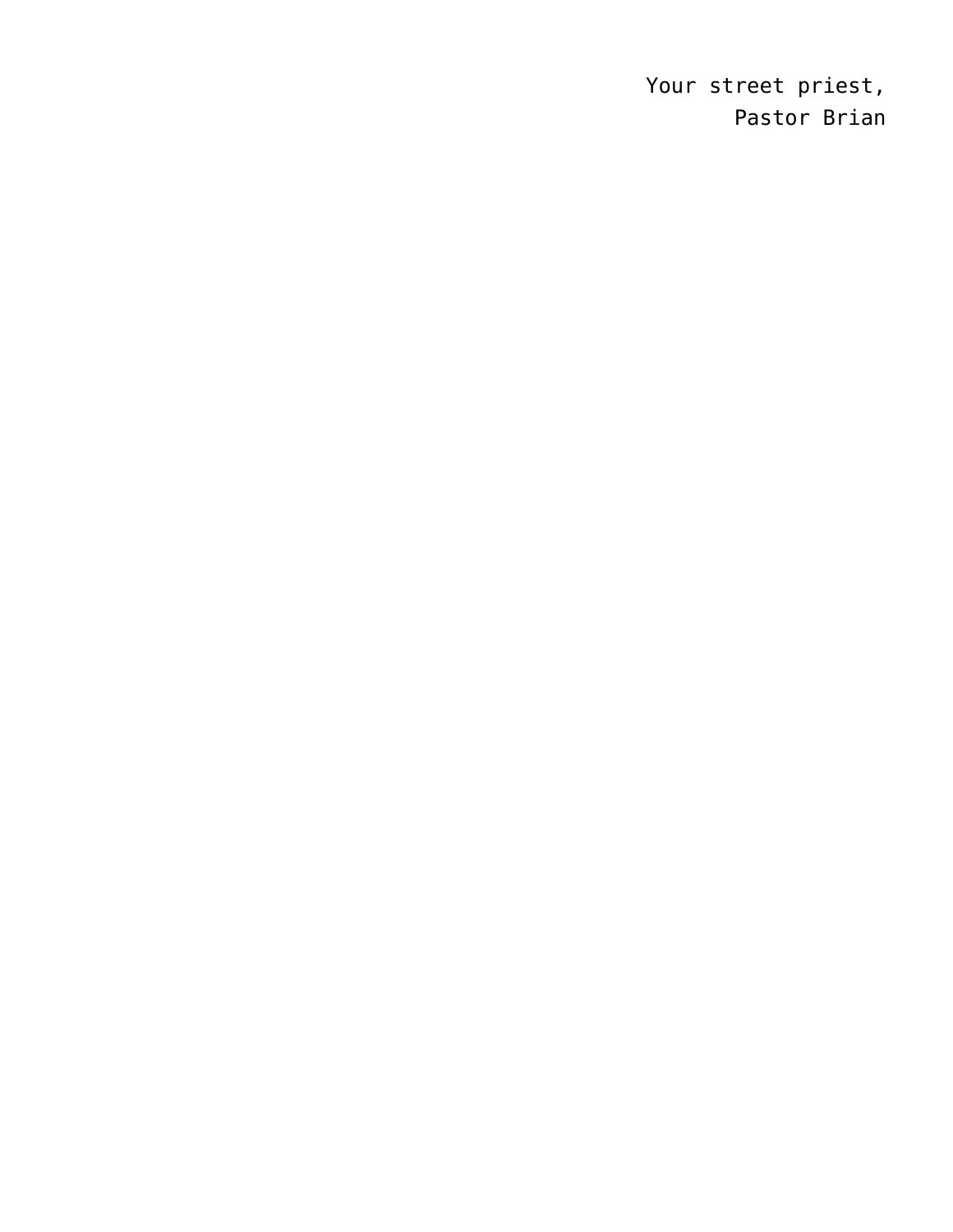Your street priest,
Pastor Brian